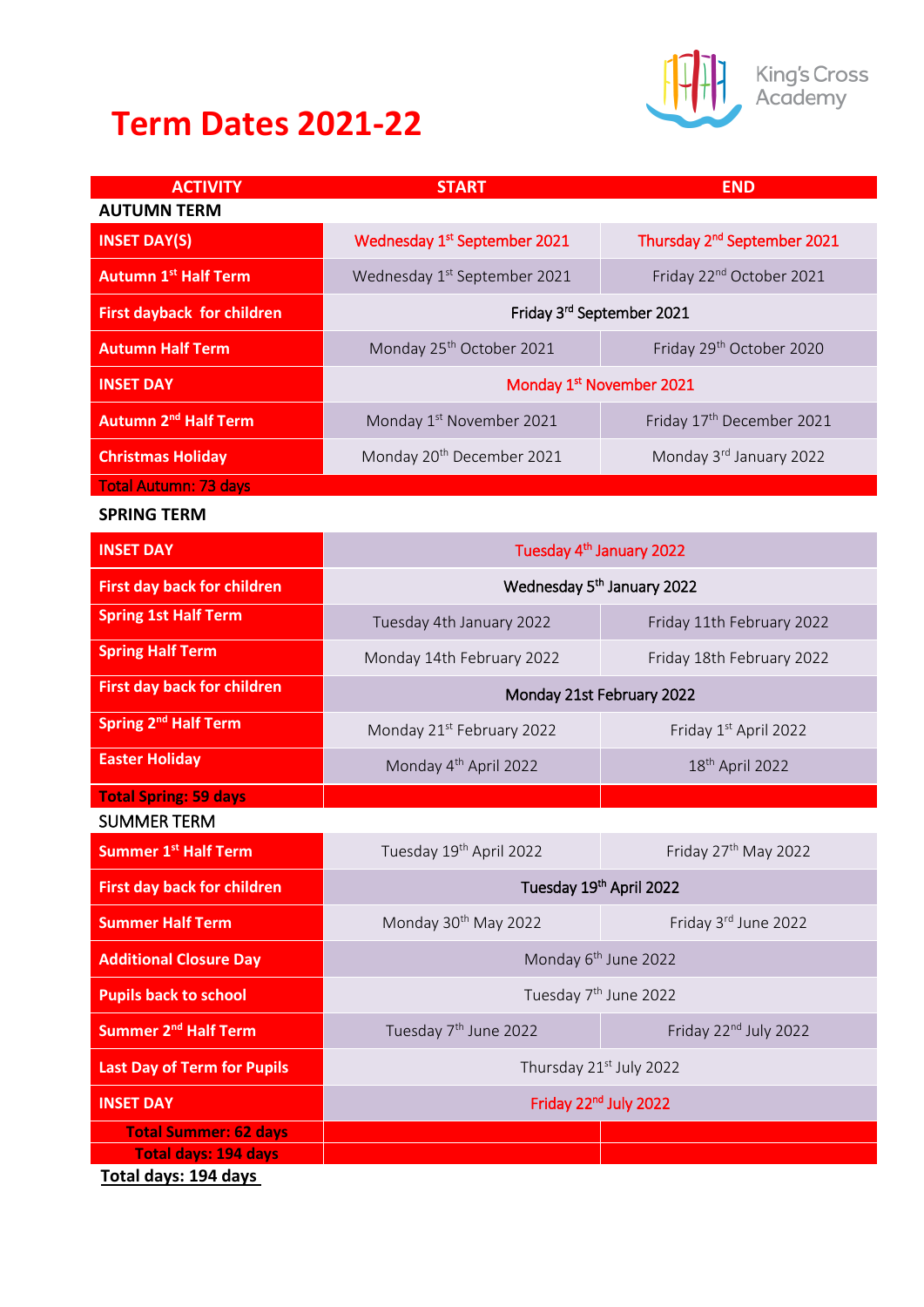# Term Dates 2021-22

King's Cross Academy

| ACTIVITY | START | END |
|---|---|---|
| **AUTUMN TERM** | | |
| INSET DAY(S) | Wednesday 1st September 2021 | Thursday 2nd September 2021 |
| Autumn 1st Half Term | Wednesday 1st September 2021 | Friday 22nd October 2021 |
| First dayback for children | Friday 3rd September 2021 | |
| Autumn Half Term | Monday 25th October 2021 | Friday 29th October 2020 |
| INSET DAY | Monday 1st November 2021 | |
| Autumn 2nd Half Term | Monday 1st November 2021 | Friday 17th December 2021 |
| Christmas Holiday | Monday 20th December 2021 | Monday 3rd January 2022 |
| Total Autumn: 73 days | | |
| **SPRING TERM** | | |
| INSET DAY | Tuesday 4th January 2022 | |
| First day back for children | Wednesday 5th January 2022 | |
| Spring 1st Half Term | Tuesday 4th January 2022 | Friday 11th February 2022 |
| Spring Half Term | Monday 14th February 2022 | Friday 18th February 2022 |
| First day back for children | Monday 21st February 2022 | |
| Spring 2nd Half Term | Monday 21st February 2022 | Friday 1st April 2022 |
| Easter Holiday | Monday 4th April 2022 | 18th April 2022 |
| **Total Spring: 59 days** | | |
| SUMMER TERM | | |
| Summer 1st Half Term | Tuesday 19th April 2022 | Friday 27th May 2022 |
| First day back for children | Tuesday 19th April 2022 | |
| Summer Half Term | Monday 30th May 2022 | Friday 3rd June 2022 |
| Additional Closure Day | Monday 6th June 2022 | |
| Pupils back to school | Tuesday 7th June 2022 | |
| Summer 2nd Half Term | Tuesday 7th June 2022 | Friday 22nd July 2022 |
| Last Day of Term for Pupils | Thursday 21st July 2022 | |
| INSET DAY | Friday 22nd July 2022 | |
| **Total Summer: 62 days** | | |
| **Total days: 194 days** | | |

**Total days: 194 days**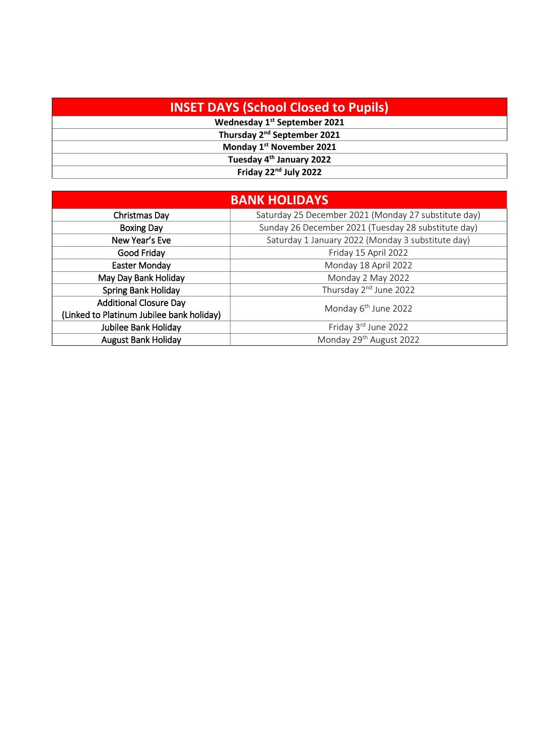| INSET DAYS (School Closed to Pupils) |
| --- |
| **Wednesday 1st September 2021** |
| **Thursday 2nd September 2021** |
| **Monday 1st November 2021** |
| **Tuesday 4th January 2022** |
| **Friday 22nd July 2022** |

| BANK HOLIDAYS | |
| --- | --- |
| Christmas Day | Saturday 25 December 2021 (Monday 27 substitute day) |
| Boxing Day | Sunday 26 December 2021 (Tuesday 28 substitute day) |
| New Year's Eve | Saturday 1 January 2022 (Monday 3 substitute day) |
| Good Friday | Friday 15 April 2022 |
| Easter Monday | Monday 18 April 2022 |
| May Day Bank Holiday | Monday 2 May 2022 |
| Spring Bank Holiday | Thursday 2nd June 2022 |
| Additional Closure Day (Linked to Platinum Jubilee bank holiday) | Monday 6th June 2022 |
| Jubilee Bank Holiday | Friday 3rd June 2022 |
| August Bank Holiday | Monday 29th August 2022 |